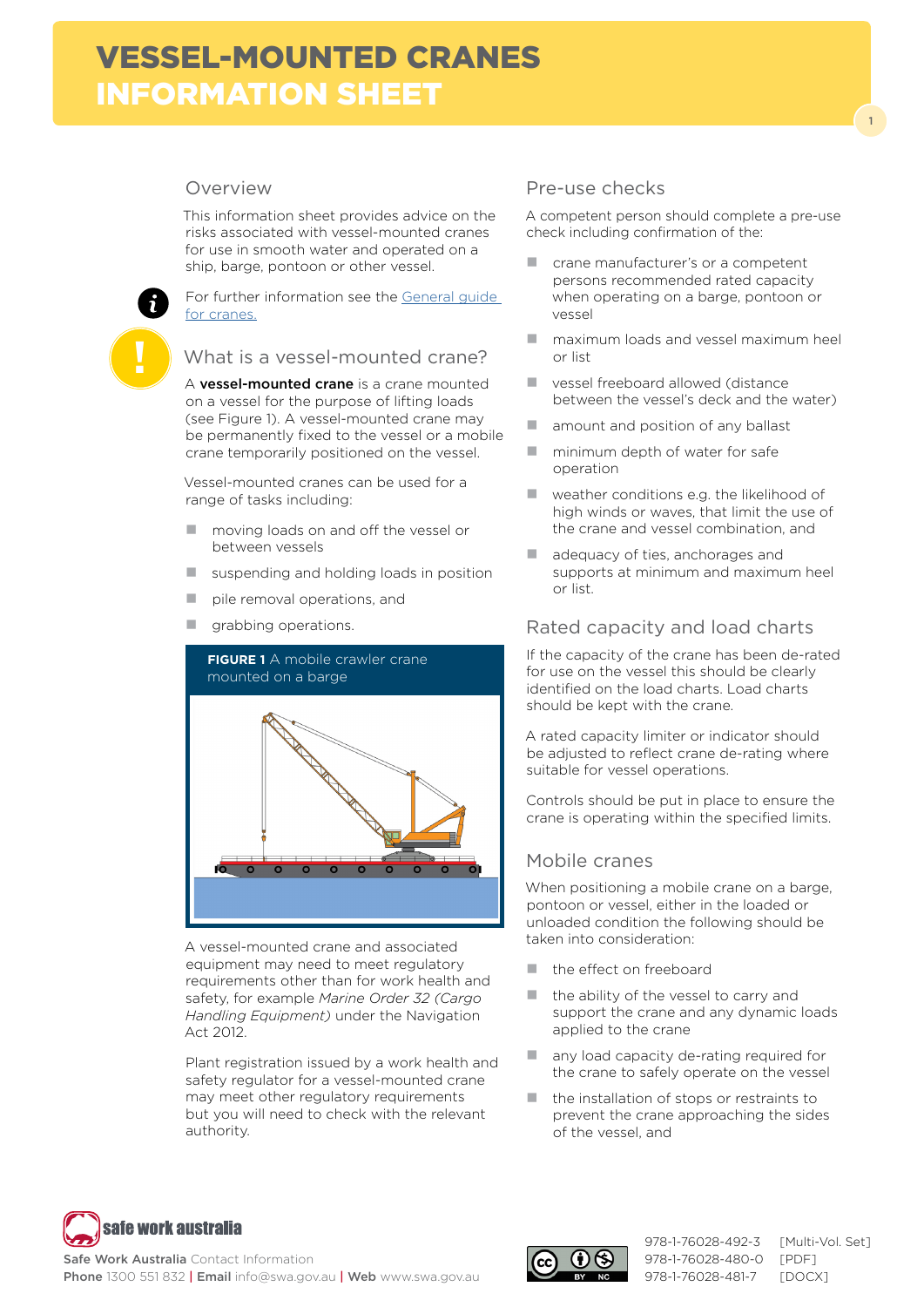# VESSEL-MOUNTED CRANES INFORMATION SHEET

## Overview

This information sheet provides advice on the risks associated with vessel-mounted cranes for use in smooth water and operated on a ship, barge, pontoon or other vessel.

For further information see the General guide for cranes.

## What is a vessel-mounted crane?

A **vessel-mounted crane** is a crane mounted on a vessel for the purpose of lifting loads (see Figure 1). A vessel-mounted crane may be permanently fixed to the vessel or a mobile crane temporarily positioned on the vessel.

Vessel-mounted cranes can be used for a range of tasks including:

- moving loads on and off the vessel or between vessels
- suspending and holding loads in position
- pile removal operations, and
- grabbing operations.

**FIGURE 1** A mobile crawler crane mounted on a barge

A vessel-mounted crane and associated equipment may need to meet regulatory requirements other than for work health and safety, for example *Marine Order 32 (Cargo Handling Equipment)* under the Navigation Act 2012.

Plant registration issued by a work health and safety regulator for a vessel-mounted crane may meet other regulatory requirements but you will need to check with the relevant authority.

## Pre-use checks

A competent person should complete a pre-use check including confirmation of the:

- crane manufacturer's or a competent persons recommended rated capacity when operating on a barge, pontoon or vessel
- maximum loads and vessel maximum heel or list
- vessel freeboard allowed (distance between the vessel's deck and the water)
- amount and position of any ballast
- minimum depth of water for safe operation
- weather conditions e.g. the likelihood of high winds or waves, that limit the use of the crane and vessel combination, and
- adequacy of ties, anchorages and supports at minimum and maximum heel or list.

## Rated capacity and load charts

If the capacity of the crane has been de-rated for use on the vessel this should be clearly identified on the load charts. Load charts should be kept with the crane.

A rated capacity limiter or indicator should be adjusted to reflect crane de-rating where suitable for vessel operations.

Controls should be put in place to ensure the crane is operating within the specified limits.

## Mobile cranes

When positioning a mobile crane on a barge, pontoon or vessel, either in the loaded or unloaded condition the following should be taken into consideration:

- the effect on freeboard
- the ability of the vessel to carry and support the crane and any dynamic loads applied to the crane
- any load capacity de-rating required for the crane to safely operate on the vessel
- the installation of stops or restraints to prevent the crane approaching the sides of the vessel, and

safe work australia

**Safe Work Australia** Contact Information
**Phone** 1300 551 832 | **Email** info@swa.gov.au | **Web** www.swa.gov.au

978-1-76028-492-3 [Multi-Vol. Set]
978-1-76028-480-0 [PDF]
978-1-76028-481-7 [DOCX]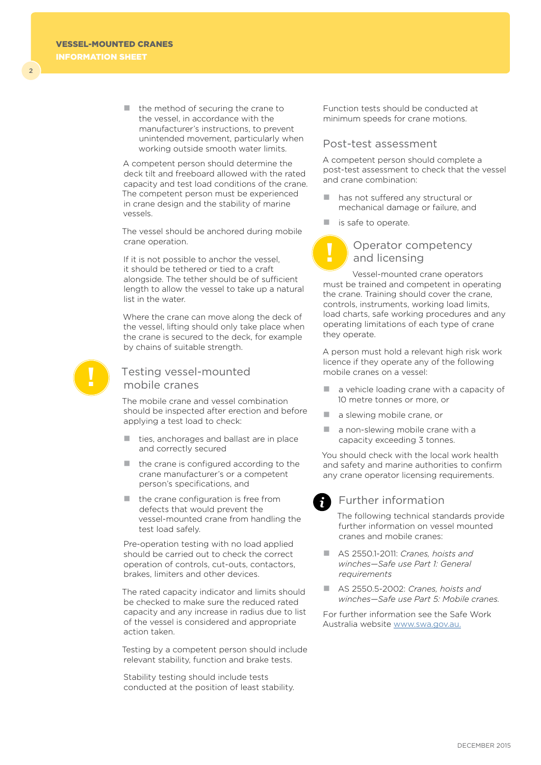- the method of securing the crane to the vessel, in accordance with the manufacturer's instructions, to prevent unintended movement, particularly when working outside smooth water limits.

A competent person should determine the deck tilt and freeboard allowed with the rated capacity and test load conditions of the crane. The competent person must be experienced in crane design and the stability of marine vessels.

The vessel should be anchored during mobile crane operation.

If it is not possible to anchor the vessel, it should be tethered or tied to a craft alongside. The tether should be of sufficient length to allow the vessel to take up a natural list in the water.

Where the crane can move along the deck of the vessel, lifting should only take place when the crane is secured to the deck, for example by chains of suitable strength.

## Testing vessel-mounted mobile cranes

The mobile crane and vessel combination should be inspected after erection and before applying a test load to check:

- ties, anchorages and ballast are in place and correctly secured
- the crane is configured according to the crane manufacturer's or a competent person's specifications, and
- the crane configuration is free from defects that would prevent the vessel-mounted crane from handling the test load safely.

Pre-operation testing with no load applied should be carried out to check the correct operation of controls, cut-outs, contactors, brakes, limiters and other devices.

The rated capacity indicator and limits should be checked to make sure the reduced rated capacity and any increase in radius due to list of the vessel is considered and appropriate action taken.

Testing by a competent person should include relevant stability, function and brake tests.

Stability testing should include tests conducted at the position of least stability.

Function tests should be conducted at minimum speeds for crane motions.

### Post-test assessment

A competent person should complete a post-test assessment to check that the vessel and crane combination:

- has not suffered any structural or mechanical damage or failure, and
- is safe to operate.

## Operator competency and licensing

Vessel-mounted crane operators must be trained and competent in operating the crane. Training should cover the crane, controls, instruments, working load limits, load charts, safe working procedures and any operating limitations of each type of crane they operate.

A person must hold a relevant high risk work licence if they operate any of the following mobile cranes on a vessel:

- a vehicle loading crane with a capacity of 10 metre tonnes or more, or
- a slewing mobile crane, or
- a non-slewing mobile crane with a capacity exceeding 3 tonnes.

You should check with the local work health and safety and marine authorities to confirm any crane operator licensing requirements.

## Further information

The following technical standards provide further information on vessel mounted cranes and mobile cranes:

- AS 2550.1-2011: *Cranes, hoists and winches—Safe use Part 1: General requirements*
- AS 2550.5-2002: *Cranes, hoists and winches—Safe use Part 5: Mobile cranes.*

For further information see the Safe Work Australia website www.swa.gov.au.